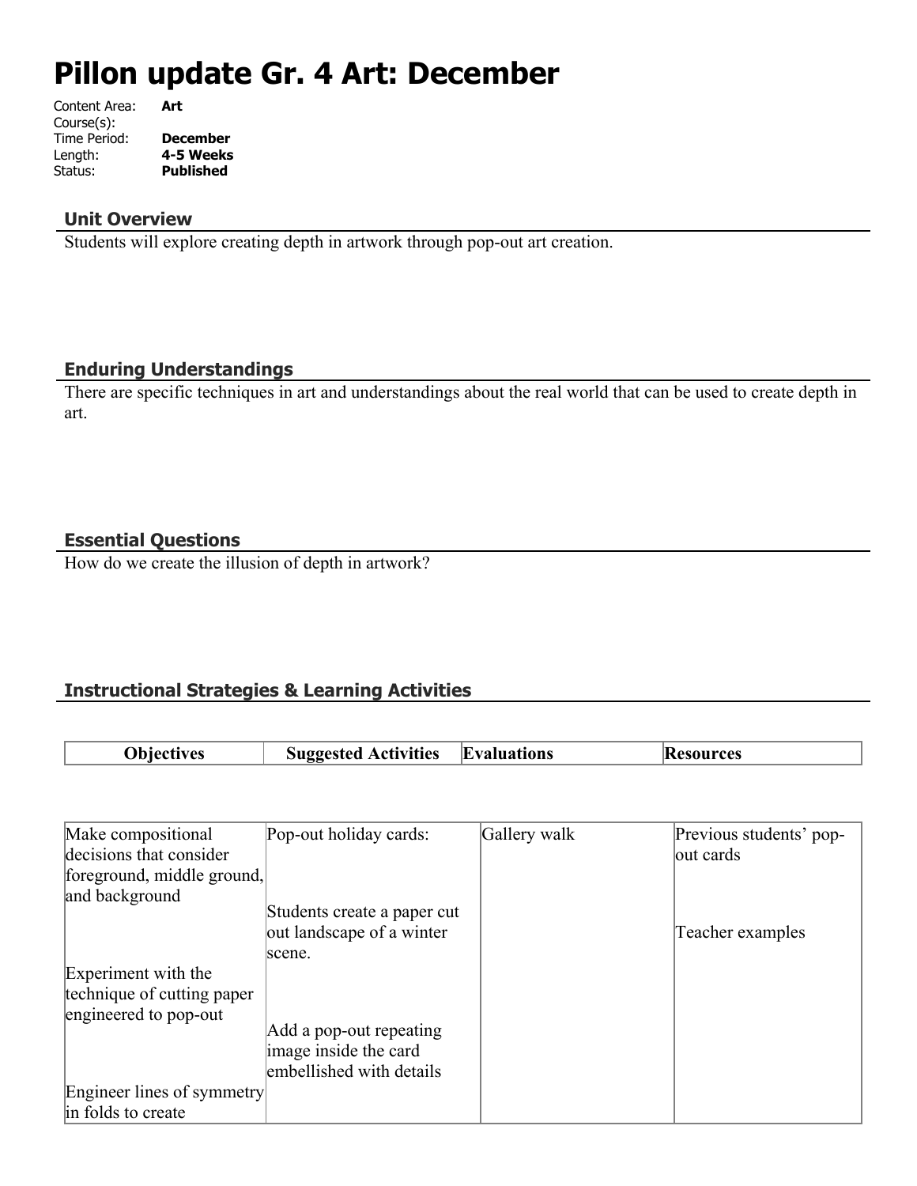# Pillon update Gr. 4 Art: December

Content Area: **Art**
Course(s):
Time Period: **December**
Length: **4-5 Weeks**
Status: **Published**

### Unit Overview

Students will explore creating depth in artwork through pop-out art creation.

### Enduring Understandings

There are specific techniques in art and understandings about the real world that can be used to create depth in art.

### Essential Questions

How do we create the illusion of depth in artwork?

### Instructional Strategies & Learning Activities

| Objectives | Suggested Activities | Evaluations | Resources |
|---|---|---|---|
| Make compositional decisions that consider foreground, middle ground, and background<br><br>Experiment with the technique of cutting paper engineered to pop-out<br><br>Engineer lines of symmetry in folds to create | Pop-out holiday cards:<br><br>Students create a paper cut out landscape of a winter scene.<br><br>Add a pop-out repeating image inside the card embellished with details | Gallery walk | Previous students' pop-out cards<br><br>Teacher examples |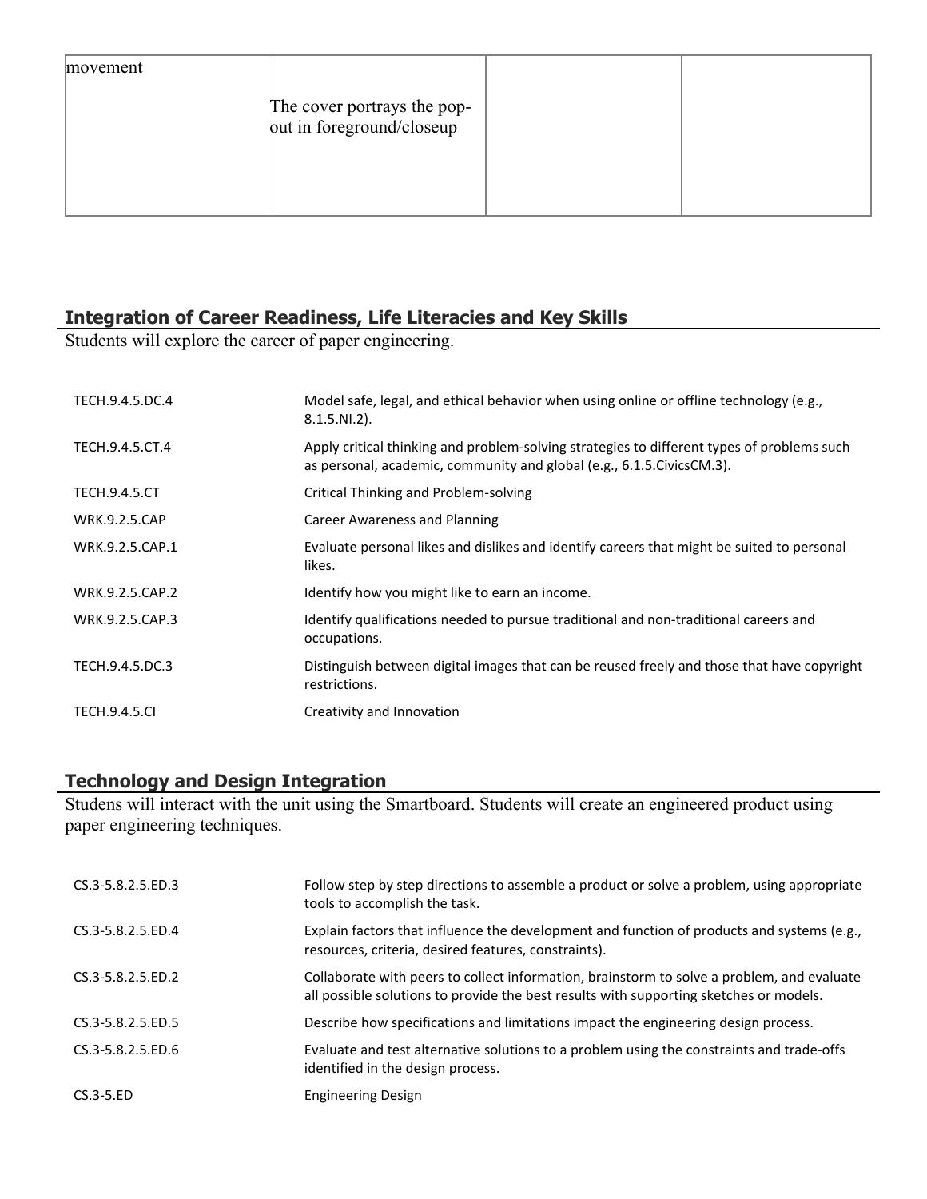| | | | |
|---|---|---|---|
| movement | The cover portrays the pop-out in foreground/closeup | | |

## Integration of Career Readiness, Life Literacies and Key Skills

Students will explore the career of paper engineering.

| | |
|---|---|
| TECH.9.4.5.DC.4 | Model safe, legal, and ethical behavior when using online or offline technology (e.g., 8.1.5.NI.2). |
| TECH.9.4.5.CT.4 | Apply critical thinking and problem-solving strategies to different types of problems such as personal, academic, community and global (e.g., 6.1.5.CivicsCM.3). |
| TECH.9.4.5.CT | Critical Thinking and Problem-solving |
| WRK.9.2.5.CAP | Career Awareness and Planning |
| WRK.9.2.5.CAP.1 | Evaluate personal likes and dislikes and identify careers that might be suited to personal likes. |
| WRK.9.2.5.CAP.2 | Identify how you might like to earn an income. |
| WRK.9.2.5.CAP.3 | Identify qualifications needed to pursue traditional and non-traditional careers and occupations. |
| TECH.9.4.5.DC.3 | Distinguish between digital images that can be reused freely and those that have copyright restrictions. |
| TECH.9.4.5.CI | Creativity and Innovation |

## Technology and Design Integration

Studens will interact with the unit using the Smartboard. Students will create an engineered product using paper engineering techniques.

| | |
|---|---|
| CS.3-5.8.2.5.ED.3 | Follow step by step directions to assemble a product or solve a problem, using appropriate tools to accomplish the task. |
| CS.3-5.8.2.5.ED.4 | Explain factors that influence the development and function of products and systems (e.g., resources, criteria, desired features, constraints). |
| CS.3-5.8.2.5.ED.2 | Collaborate with peers to collect information, brainstorm to solve a problem, and evaluate all possible solutions to provide the best results with supporting sketches or models. |
| CS.3-5.8.2.5.ED.5 | Describe how specifications and limitations impact the engineering design process. |
| CS.3-5.8.2.5.ED.6 | Evaluate and test alternative solutions to a problem using the constraints and trade-offs identified in the design process. |
| CS.3-5.ED | Engineering Design |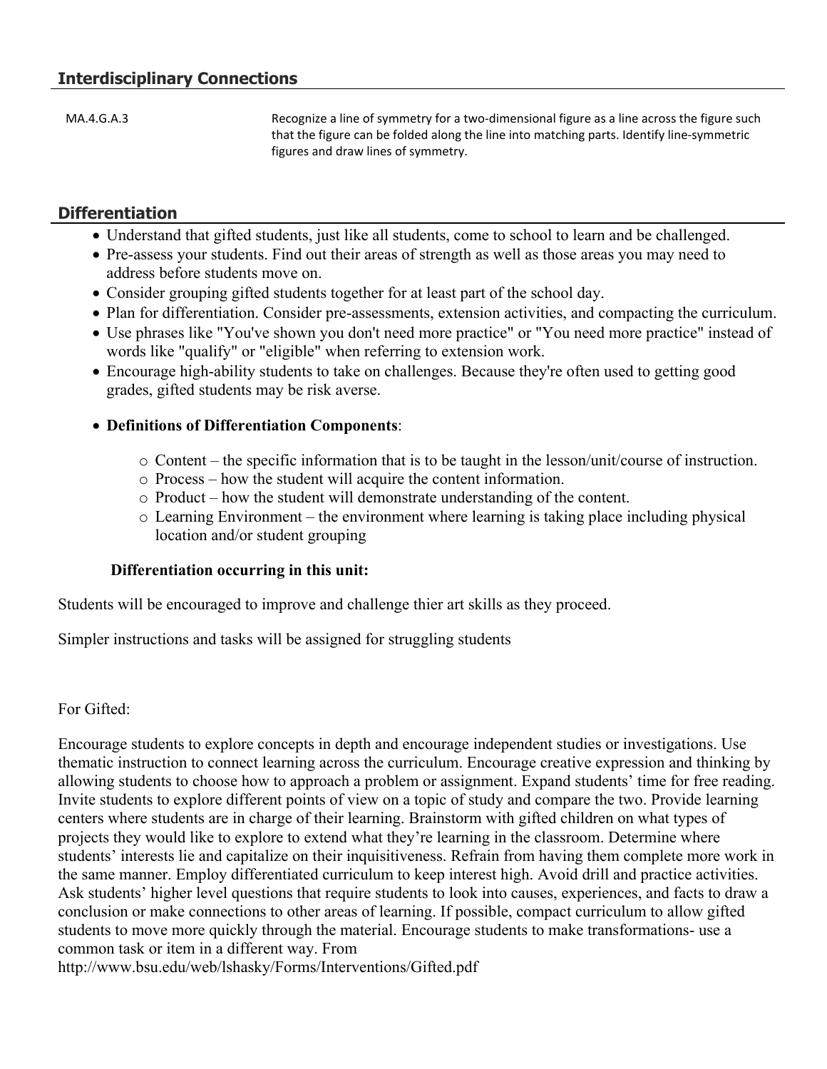## Interdiciplinary Connections

| | |
|---|---|
| MA.4.G.A.3 | Recognize a line of symmetry for a two-dimensional figure as a line across the figure such that the figure can be folded along the line into matching parts. Identify line-symmetric figures and draw lines of symmetry. |

## Differentiation

- Understand that gifted students, just like all students, come to school to learn and be challenged.
- Pre-assess your students. Find out their areas of strength as well as those areas you may need to address before students move on.
- Consider grouping gifted students together for at least part of the school day.
- Plan for differentiation. Consider pre-assessments, extension activities, and compacting the curriculum.
- Use phrases like "You've shown you don't need more practice" or "You need more practice" instead of words like "qualify" or "eligible" when referring to extension work.
- Encourage high-ability students to take on challenges. Because they're often used to getting good grades, gifted students may be risk averse.
- **Definitions of Differentiation Components**:
  - Content – the specific information that is to be taught in the lesson/unit/course of instruction.
  - Process – how the student will acquire the content information.
  - Product – how the student will demonstrate understanding of the content.
  - Learning Environment – the environment where learning is taking place including physical location and/or student grouping

**Differentiation occurring in this unit:**

Students will be encouraged to improve and challenge thier art skills as they proceed.

Simpler instructions and tasks will be assigned for struggling students

For Gifted:

Encourage students to explore concepts in depth and encourage independent studies or investigations. Use thematic instruction to connect learning across the curriculum. Encourage creative expression and thinking by allowing students to choose how to approach a problem or assignment. Expand students' time for free reading. Invite students to explore different points of view on a topic of study and compare the two. Provide learning centers where students are in charge of their learning. Brainstorm with gifted children on what types of projects they would like to explore to extend what they're learning in the classroom. Determine where students' interests lie and capitalize on their inquisitiveness. Refrain from having them complete more work in the same manner. Employ differentiated curriculum to keep interest high. Avoid drill and practice activities. Ask students' higher level questions that require students to look into causes, experiences, and facts to draw a conclusion or make connections to other areas of learning. If possible, compact curriculum to allow gifted students to move more quickly through the material. Encourage students to make transformations- use a common task or item in a different way. From http://www.bsu.edu/web/lshasky/Forms/Interventions/Gifted.pdf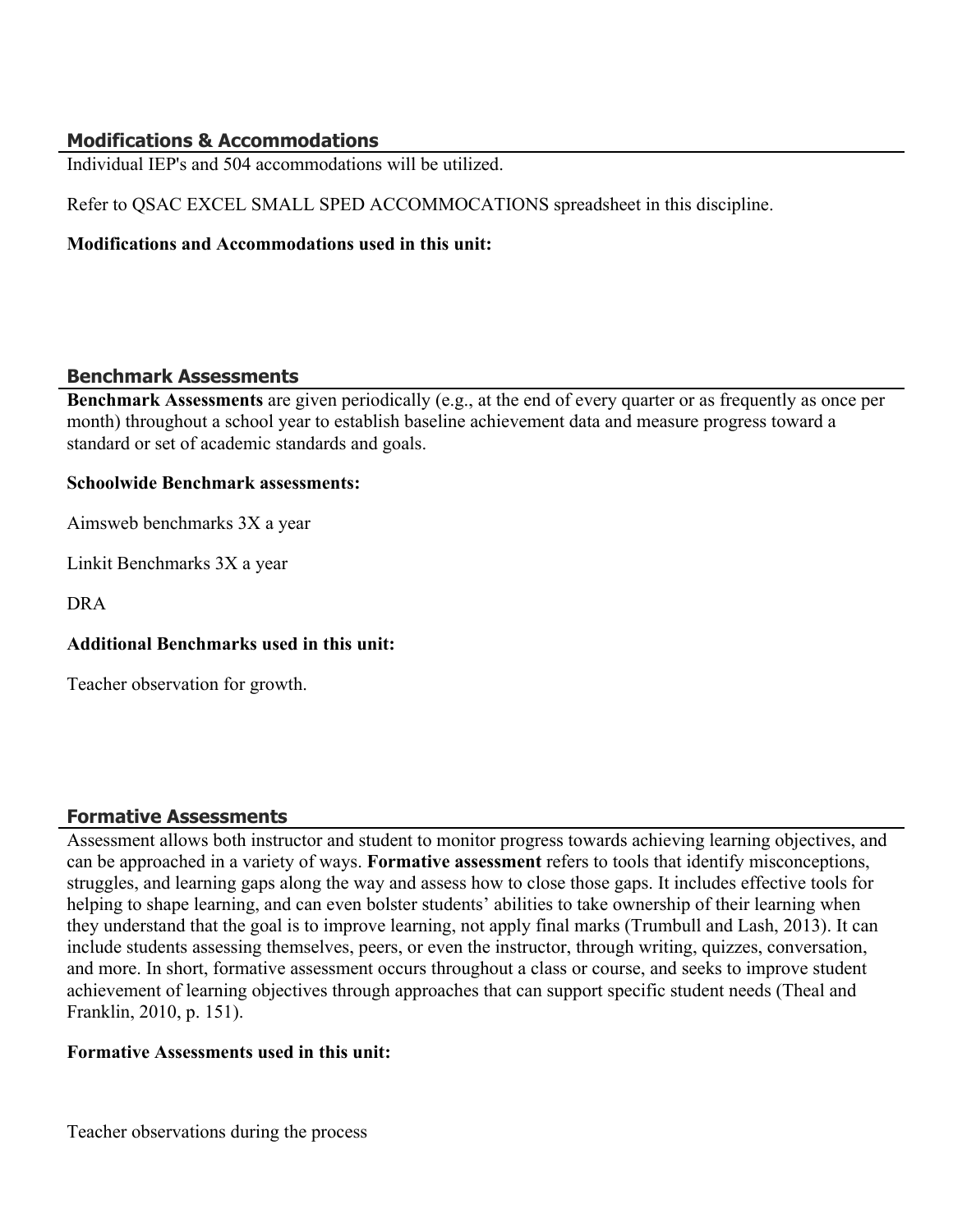## Modifications & Accommodations

Individual IEP's and 504 accommodations will be utilized.

Refer to QSAC EXCEL SMALL SPED ACCOMMOCATIONS spreadsheet in this discipline.

**Modifications and Accommodations used in this unit:**

## Benchmark Assessments

**Benchmark Assessments** are given periodically (e.g., at the end of every quarter or as frequently as once per month) throughout a school year to establish baseline achievement data and measure progress toward a standard or set of academic standards and goals.

**Schoolwide Benchmark assessments:**

Aimsweb benchmarks 3X a year

Linkit Benchmarks 3X a year

DRA

**Additional Benchmarks used in this unit:**

Teacher observation for growth.

## Formative Assessments

Assessment allows both instructor and student to monitor progress towards achieving learning objectives, and can be approached in a variety of ways. **Formative assessment** refers to tools that identify misconceptions, struggles, and learning gaps along the way and assess how to close those gaps. It includes effective tools for helping to shape learning, and can even bolster students' abilities to take ownership of their learning when they understand that the goal is to improve learning, not apply final marks (Trumbull and Lash, 2013). It can include students assessing themselves, peers, or even the instructor, through writing, quizzes, conversation, and more. In short, formative assessment occurs throughout a class or course, and seeks to improve student achievement of learning objectives through approaches that can support specific student needs (Theal and Franklin, 2010, p. 151).

**Formative Assessments used in this unit:**

Teacher observations during the process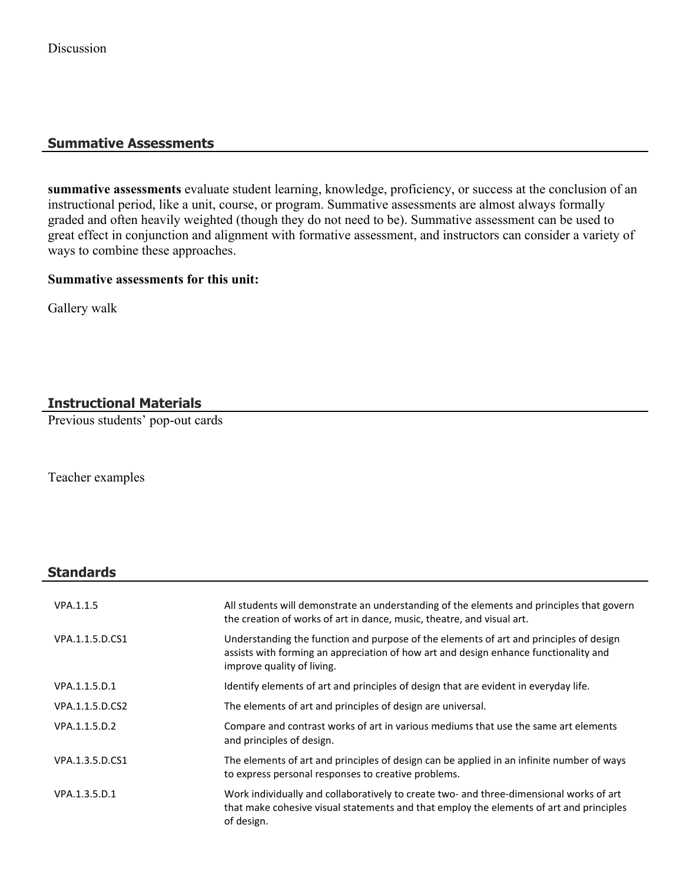Discussion

## Summative Assessments

**summative assessments** evaluate student learning, knowledge, proficiency, or success at the conclusion of an instructional period, like a unit, course, or program. Summative assessments are almost always formally graded and often heavily weighted (though they do not need to be). Summative assessment can be used to great effect in conjunction and alignment with formative assessment, and instructors can consider a variety of ways to combine these approaches.

**Summative assessments for this unit:**

Gallery walk

## Instructional Materials

Previous students' pop-out cards

Teacher examples

## Standards

| | |
|---|---|
| VPA.1.1.5 | All students will demonstrate an understanding of the elements and principles that govern the creation of works of art in dance, music, theatre, and visual art. |
| VPA.1.1.5.D.CS1 | Understanding the function and purpose of the elements of art and principles of design assists with forming an appreciation of how art and design enhance functionality and improve quality of living. |
| VPA.1.1.5.D.1 | Identify elements of art and principles of design that are evident in everyday life. |
| VPA.1.1.5.D.CS2 | The elements of art and principles of design are universal. |
| VPA.1.1.5.D.2 | Compare and contrast works of art in various mediums that use the same art elements and principles of design. |
| VPA.1.3.5.D.CS1 | The elements of art and principles of design can be applied in an infinite number of ways to express personal responses to creative problems. |
| VPA.1.3.5.D.1 | Work individually and collaboratively to create two- and three-dimensional works of art that make cohesive visual statements and that employ the elements of art and principles of design. |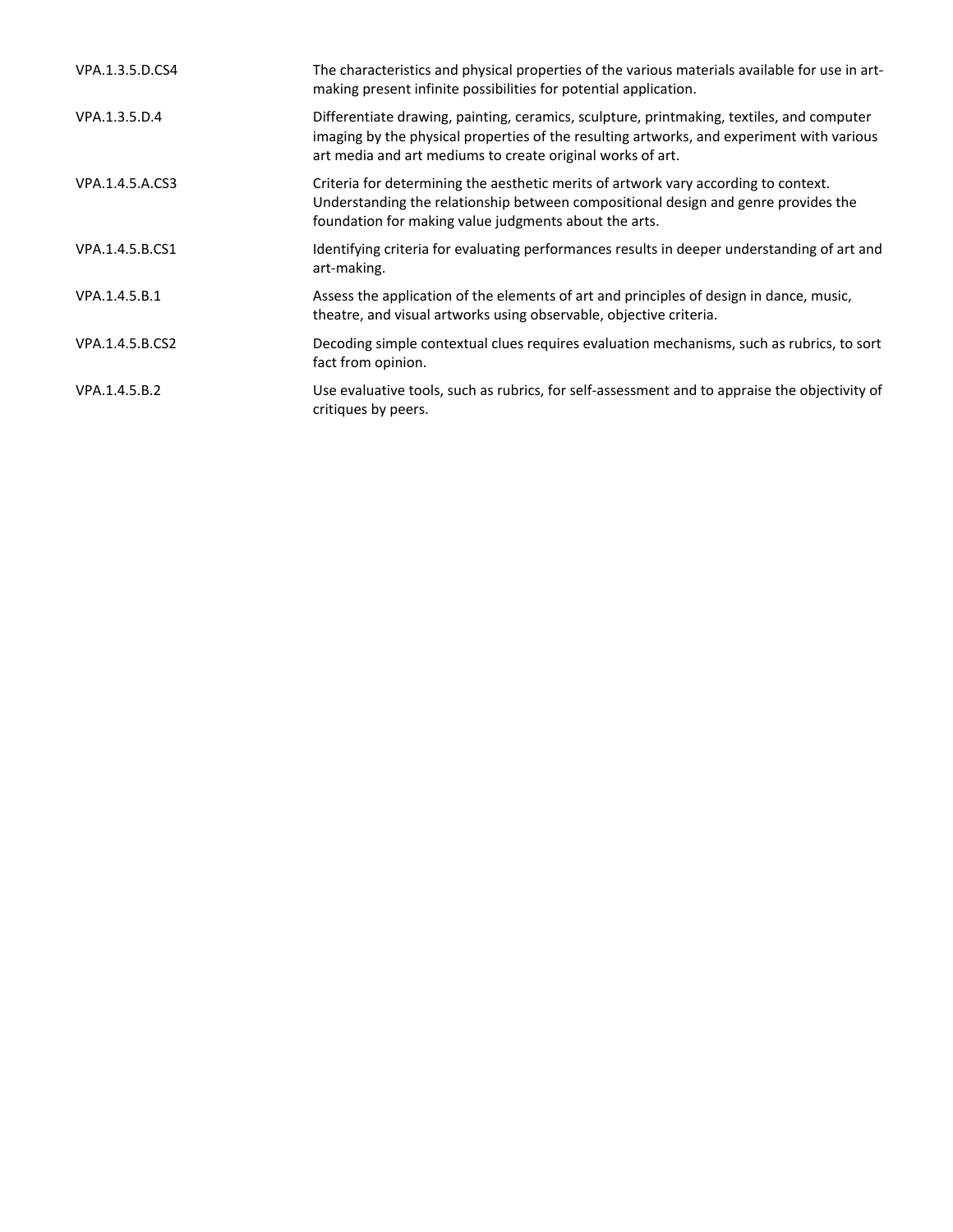| | |
|---|---|
| VPA.1.3.5.D.CS4 | The characteristics and physical properties of the various materials available for use in art-making present infinite possibilities for potential application. |
| VPA.1.3.5.D.4 | Differentiate drawing, painting, ceramics, sculpture, printmaking, textiles, and computer imaging by the physical properties of the resulting artworks, and experiment with various art media and art mediums to create original works of art. |
| VPA.1.4.5.A.CS3 | Criteria for determining the aesthetic merits of artwork vary according to context. Understanding the relationship between compositional design and genre provides the foundation for making value judgments about the arts. |
| VPA.1.4.5.B.CS1 | Identifying criteria for evaluating performances results in deeper understanding of art and art-making. |
| VPA.1.4.5.B.1 | Assess the application of the elements of art and principles of design in dance, music, theatre, and visual artworks using observable, objective criteria. |
| VPA.1.4.5.B.CS2 | Decoding simple contextual clues requires evaluation mechanisms, such as rubrics, to sort fact from opinion. |
| VPA.1.4.5.B.2 | Use evaluative tools, such as rubrics, for self-assessment and to appraise the objectivity of critiques by peers. |